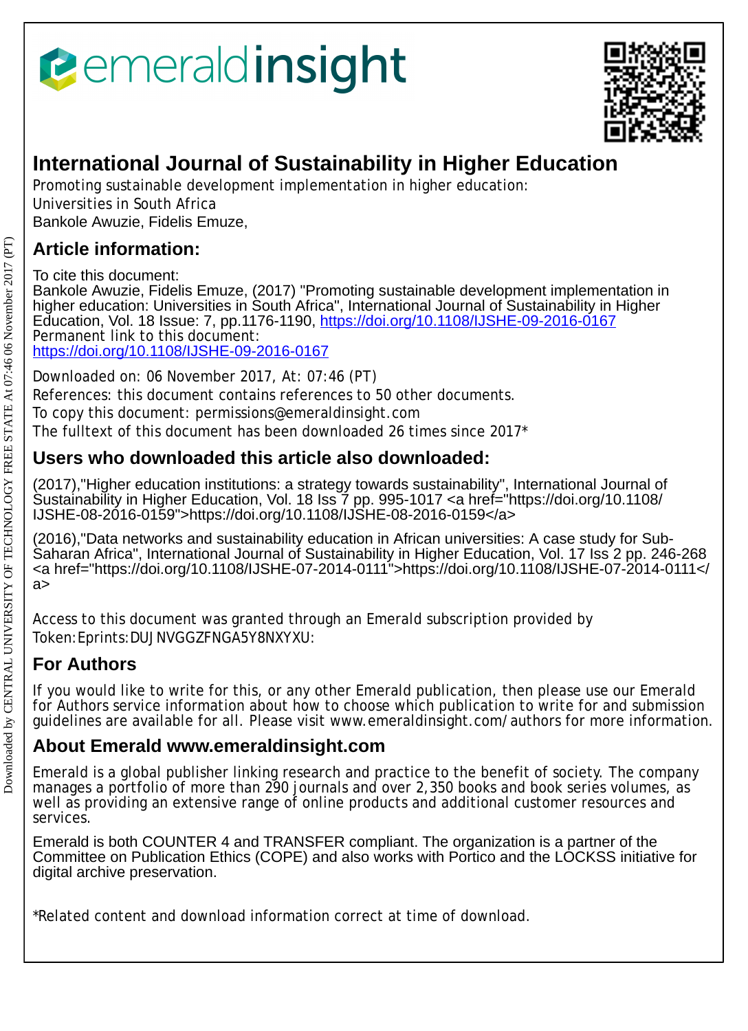# International Journal of Sustainability in Higher Education

Promoting sustainable development implementation in higher education: Universities in South Africa

Bankole Awuzie, Fidelis Emuze,

## Article information:

To cite this document:

Bankole Awuzie, Fidelis Emuze, (2017) "Promoting sustainable development implementation in higher education: Universities in South Africa", International Journal of Sustainability in Higher Education, Vol. 18 Issue: 7, pp.1176-1190, https://doi.org/10.1108/IJSHE-09-2016-0167

Permanent link to this document:

https://doi.org/10.1108/IJSHE-09-2016-0167

Downloaded on: 06 November 2017, At: 07:46 (PT)

References: this document contains references to 50 other documents.

To copy this document: permissions@emeraldinsight.com

The fulltext of this document has been downloaded 26 times since 2017*

## Users who downloaded this article also downloaded:

(2017),"Higher education institutions: a strategy towards sustainability", International Journal of Sustainability in Higher Education, Vol. 18 Iss 7 pp. 995-1017 <a href="https://doi.org/10.1108/IJSHE-08-2016-0159">https://doi.org/10.1108/IJSHE-08-2016-0159</a>

(2016),"Data networks and sustainability education in African universities: A case study for Sub-Saharan Africa", International Journal of Sustainability in Higher Education, Vol. 17 Iss 2 pp. 246-268 <a href="https://doi.org/10.1108/IJSHE-07-2014-0111">https://doi.org/10.1108/IJSHE-07-2014-0111</a>

Access to this document was granted through an Emerald subscription provided by Token:Eprints:DUJNVGGZFNGA5Y8NXYXU:

## For Authors

If you would like to write for this, or any other Emerald publication, then please use our Emerald for Authors service information about how to choose which publication to write for and submission guidelines are available for all. Please visit www.emeraldinsight.com/authors for more information.

## About Emerald www.emeraldinsight.com

Emerald is a global publisher linking research and practice to the benefit of society. The company manages a portfolio of more than 290 journals and over 2,350 books and book series volumes, as well as providing an extensive range of online products and additional customer resources and services.

Emerald is both COUNTER 4 and TRANSFER compliant. The organization is a partner of the Committee on Publication Ethics (COPE) and also works with Portico and the LOCKSS initiative for digital archive preservation.

*Related content and download information correct at time of download.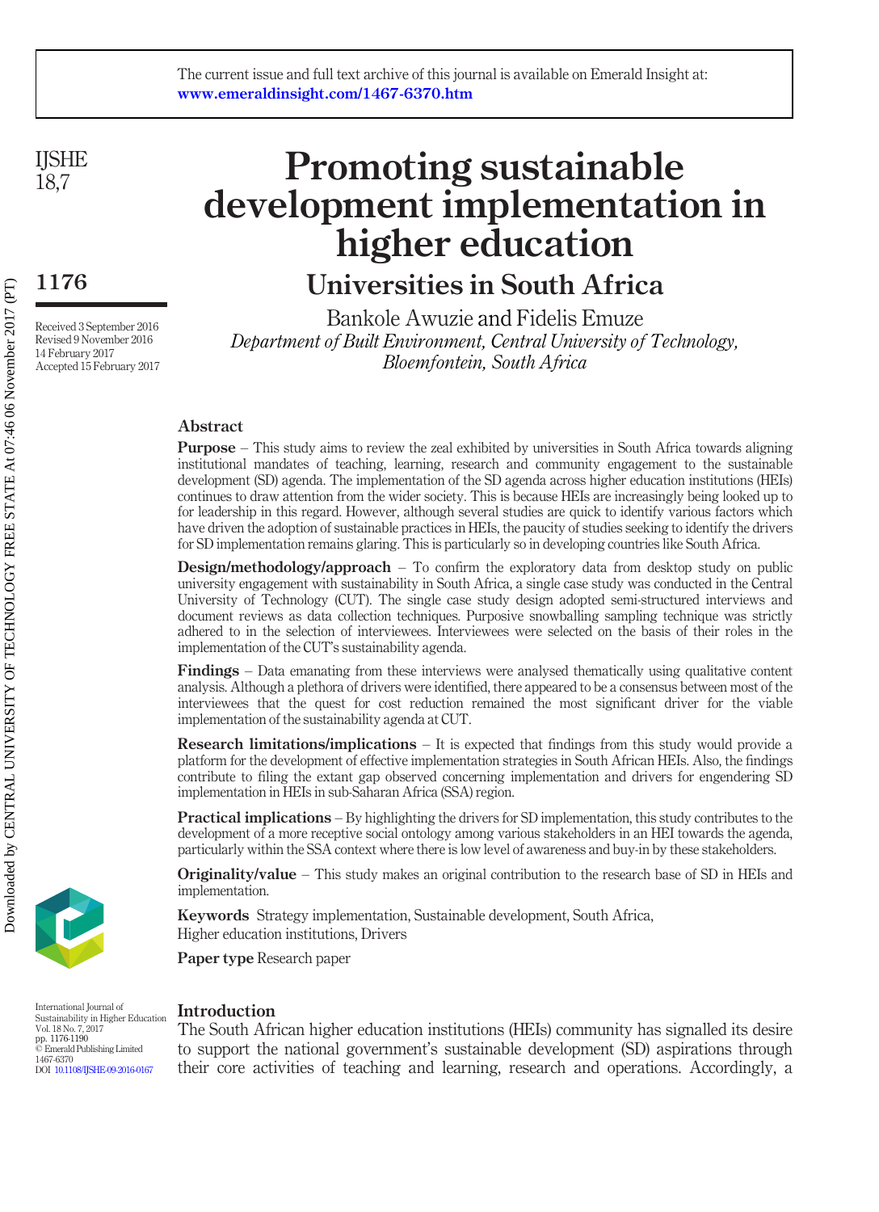# Promoting sustainable development implementation in higher education

## Universities in South Africa

Bankole Awuzie and Fidelis Emuze

*Department of Built Environment, Central University of Technology, Bloemfontein, South Africa*

Received 3 September 2016
Revised 9 November 2016
14 February 2017
Accepted 15 February 2017

## Abstract

**Purpose** – This study aims to review the zeal exhibited by universities in South Africa towards aligning institutional mandates of teaching, learning, research and community engagement to the sustainable development (SD) agenda. The implementation of the SD agenda across higher education institutions (HEIs) continues to draw attention from the wider society. This is because HEIs are increasingly being looked up to for leadership in this regard. However, although several studies are quick to identify various factors which have driven the adoption of sustainable practices in HEIs, the paucity of studies seeking to identify the drivers for SD implementation remains glaring. This is particularly so in developing countries like South Africa.

**Design/methodology/approach** – To confirm the exploratory data from desktop study on public university engagement with sustainability in South Africa, a single case study was conducted in the Central University of Technology (CUT). The single case study design adopted semi-structured interviews and document reviews as data collection techniques. Purposive snowballing sampling technique was strictly adhered to in the selection of interviewees. Interviewees were selected on the basis of their roles in the implementation of the CUT's sustainability agenda.

**Findings** – Data emanating from these interviews were analysed thematically using qualitative content analysis. Although a plethora of drivers were identified, there appeared to be a consensus between most of the interviewees that the quest for cost reduction remained the most significant driver for the viable implementation of the sustainability agenda at CUT.

**Research limitations/implications** – It is expected that findings from this study would provide a platform for the development of effective implementation strategies in South African HEIs. Also, the findings contribute to filing the extant gap observed concerning implementation and drivers for engendering SD implementation in HEIs in sub-Saharan Africa (SSA) region.

**Practical implications** – By highlighting the drivers for SD implementation, this study contributes to the development of a more receptive social ontology among various stakeholders in an HEI towards the agenda, particularly within the SSA context where there is low level of awareness and buy-in by these stakeholders.

**Originality/value** – This study makes an original contribution to the research base of SD in HEIs and implementation.

**Keywords** Strategy implementation, Sustainable development, South Africa, Higher education institutions, Drivers

**Paper type** Research paper

## Introduction

The South African higher education institutions (HEIs) community has signalled its desire to support the national government's sustainable development (SD) aspirations through their core activities of teaching and learning, research and operations. Accordingly, a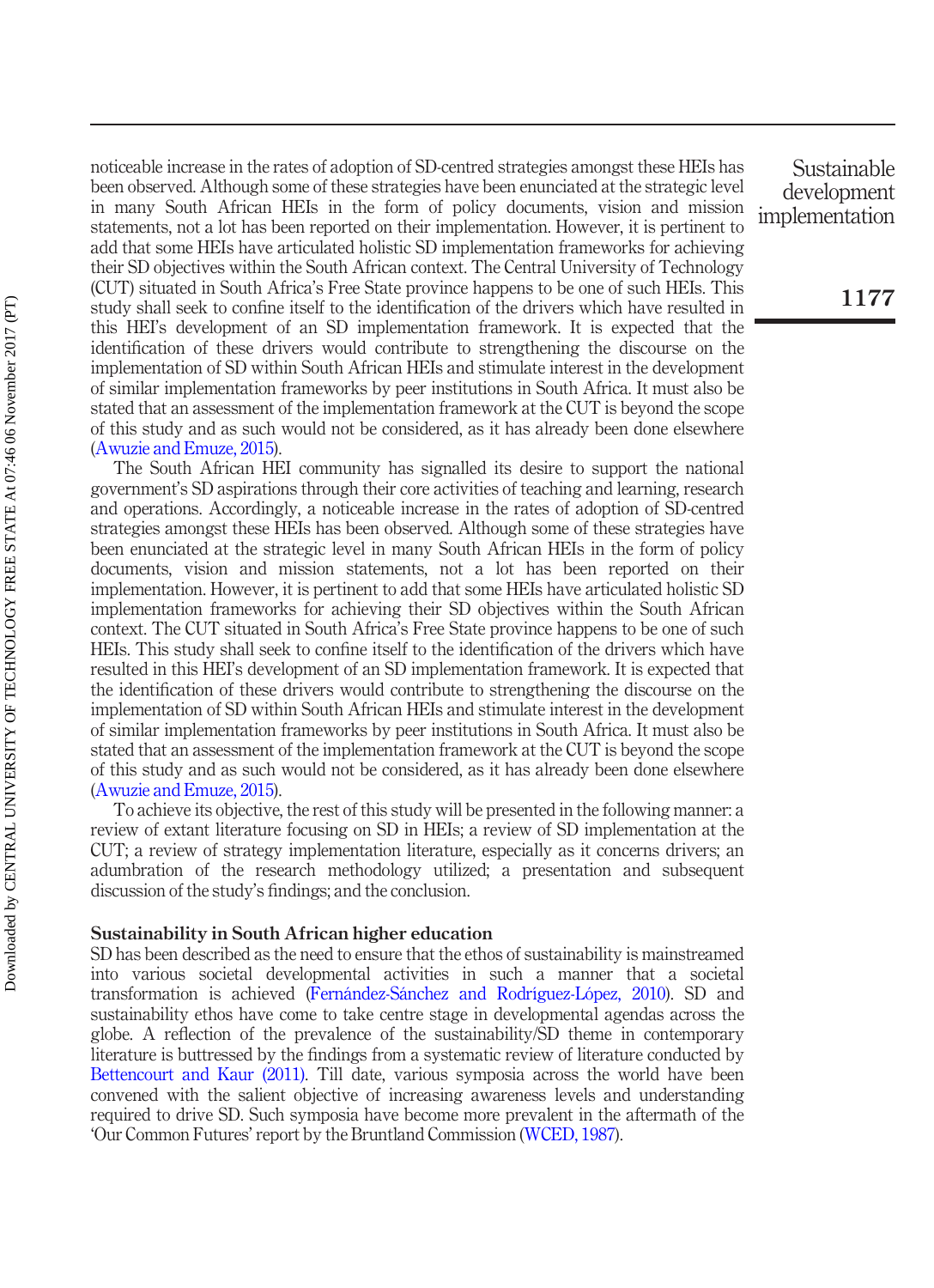noticeable increase in the rates of adoption of SD-centred strategies amongst these HEIs has been observed. Although some of these strategies have been enunciated at the strategic level in many South African HEIs in the form of policy documents, vision and mission statements, not a lot has been reported on their implementation. However, it is pertinent to add that some HEIs have articulated holistic SD implementation frameworks for achieving their SD objectives within the South African context. The Central University of Technology (CUT) situated in South Africa's Free State province happens to be one of such HEIs. This study shall seek to confine itself to the identification of the drivers which have resulted in this HEI's development of an SD implementation framework. It is expected that the identification of these drivers would contribute to strengthening the discourse on the implementation of SD within South African HEIs and stimulate interest in the development of similar implementation frameworks by peer institutions in South Africa. It must also be stated that an assessment of the implementation framework at the CUT is beyond the scope of this study and as such would not be considered, as it has already been done elsewhere (Awuzie and Emuze, 2015).

The South African HEI community has signalled its desire to support the national government's SD aspirations through their core activities of teaching and learning, research and operations. Accordingly, a noticeable increase in the rates of adoption of SD-centred strategies amongst these HEIs has been observed. Although some of these strategies have been enunciated at the strategic level in many South African HEIs in the form of policy documents, vision and mission statements, not a lot has been reported on their implementation. However, it is pertinent to add that some HEIs have articulated holistic SD implementation frameworks for achieving their SD objectives within the South African context. The CUT situated in South Africa's Free State province happens to be one of such HEIs. This study shall seek to confine itself to the identification of the drivers which have resulted in this HEI's development of an SD implementation framework. It is expected that the identification of these drivers would contribute to strengthening the discourse on the implementation of SD within South African HEIs and stimulate interest in the development of similar implementation frameworks by peer institutions in South Africa. It must also be stated that an assessment of the implementation framework at the CUT is beyond the scope of this study and as such would not be considered, as it has already been done elsewhere (Awuzie and Emuze, 2015).

To achieve its objective, the rest of this study will be presented in the following manner: a review of extant literature focusing on SD in HEIs; a review of SD implementation at the CUT; a review of strategy implementation literature, especially as it concerns drivers; an adumbration of the research methodology utilized; a presentation and subsequent discussion of the study's findings; and the conclusion.

## Sustainability in South African higher education

SD has been described as the need to ensure that the ethos of sustainability is mainstreamed into various societal developmental activities in such a manner that a societal transformation is achieved (Fernández-Sánchez and Rodríguez-López, 2010). SD and sustainability ethos have come to take centre stage in developmental agendas across the globe. A reflection of the prevalence of the sustainability/SD theme in contemporary literature is buttressed by the findings from a systematic review of literature conducted by Bettencourt and Kaur (2011). Till date, various symposia across the world have been convened with the salient objective of increasing awareness levels and understanding required to drive SD. Such symposia have become more prevalent in the aftermath of the 'Our Common Futures' report by the Bruntland Commission (WCED, 1987).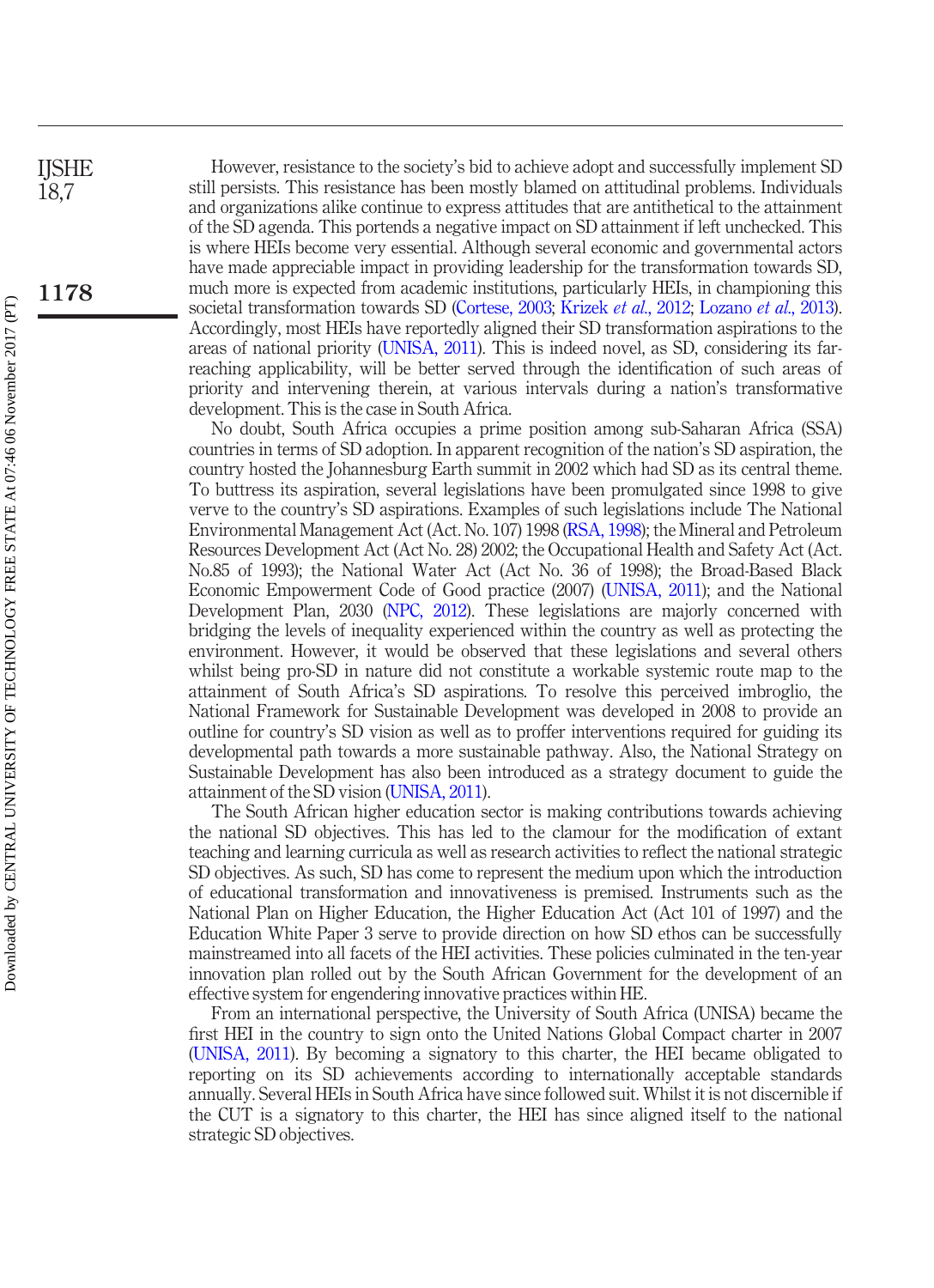However, resistance to the society's bid to achieve adopt and successfully implement SD still persists. This resistance has been mostly blamed on attitudinal problems. Individuals and organizations alike continue to express attitudes that are antithetical to the attainment of the SD agenda. This portends a negative impact on SD attainment if left unchecked. This is where HEIs become very essential. Although several economic and governmental actors have made appreciable impact in providing leadership for the transformation towards SD, much more is expected from academic institutions, particularly HEIs, in championing this societal transformation towards SD (Cortese, 2003; Krizek *et al.*, 2012; Lozano *et al.*, 2013). Accordingly, most HEIs have reportedly aligned their SD transformation aspirations to the areas of national priority (UNISA, 2011). This is indeed novel, as SD, considering its far-reaching applicability, will be better served through the identification of such areas of priority and intervening therein, at various intervals during a nation's transformative development. This is the case in South Africa.

No doubt, South Africa occupies a prime position among sub-Saharan Africa (SSA) countries in terms of SD adoption. In apparent recognition of the nation's SD aspiration, the country hosted the Johannesburg Earth summit in 2002 which had SD as its central theme. To buttress its aspiration, several legislations have been promulgated since 1998 to give verve to the country's SD aspirations. Examples of such legislations include The National Environmental Management Act (Act. No. 107) 1998 (RSA, 1998); the Mineral and Petroleum Resources Development Act (Act No. 28) 2002; the Occupational Health and Safety Act (Act. No.85 of 1993); the National Water Act (Act No. 36 of 1998); the Broad-Based Black Economic Empowerment Code of Good practice (2007) (UNISA, 2011); and the National Development Plan, 2030 (NPC, 2012). These legislations are majorly concerned with bridging the levels of inequality experienced within the country as well as protecting the environment. However, it would be observed that these legislations and several others whilst being pro-SD in nature did not constitute a workable systemic route map to the attainment of South Africa's SD aspirations. To resolve this perceived imbroglio, the National Framework for Sustainable Development was developed in 2008 to provide an outline for country's SD vision as well as to proffer interventions required for guiding its developmental path towards a more sustainable pathway. Also, the National Strategy on Sustainable Development has also been introduced as a strategy document to guide the attainment of the SD vision (UNISA, 2011).

The South African higher education sector is making contributions towards achieving the national SD objectives. This has led to the clamour for the modification of extant teaching and learning curricula as well as research activities to reflect the national strategic SD objectives. As such, SD has come to represent the medium upon which the introduction of educational transformation and innovativeness is premised. Instruments such as the National Plan on Higher Education, the Higher Education Act (Act 101 of 1997) and the Education White Paper 3 serve to provide direction on how SD ethos can be successfully mainstreamed into all facets of the HEI activities. These policies culminated in the ten-year innovation plan rolled out by the South African Government for the development of an effective system for engendering innovative practices within HE.

From an international perspective, the University of South Africa (UNISA) became the first HEI in the country to sign onto the United Nations Global Compact charter in 2007 (UNISA, 2011). By becoming a signatory to this charter, the HEI became obligated to reporting on its SD achievements according to internationally acceptable standards annually. Several HEIs in South Africa have since followed suit. Whilst it is not discernible if the CUT is a signatory to this charter, the HEI has since aligned itself to the national strategic SD objectives.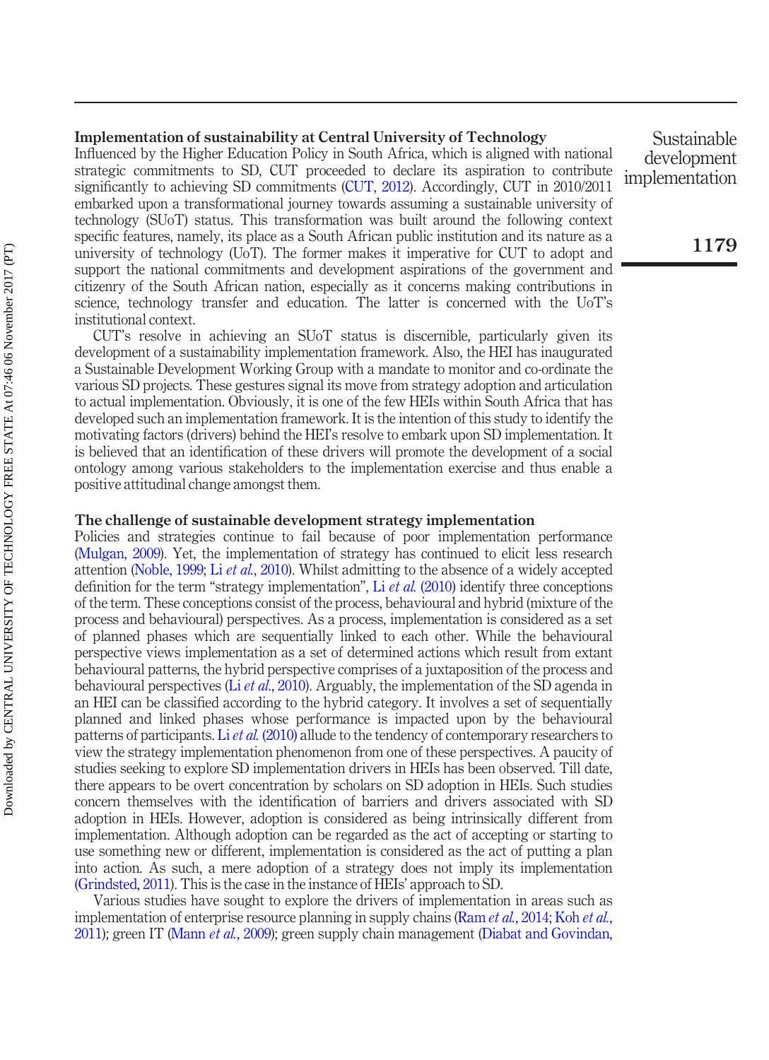## Implementation of sustainability at Central University of Technology

Influenced by the Higher Education Policy in South Africa, which is aligned with national strategic commitments to SD, CUT proceeded to declare its aspiration to contribute significantly to achieving SD commitments (CUT, 2012). Accordingly, CUT in 2010/2011 embarked upon a transformational journey towards assuming a sustainable university of technology (SUoT) status. This transformation was built around the following context specific features, namely, its place as a South African public institution and its nature as a university of technology (UoT). The former makes it imperative for CUT to adopt and support the national commitments and development aspirations of the government and citizenry of the South African nation, especially as it concerns making contributions in science, technology transfer and education. The latter is concerned with the UoT's institutional context.

CUT's resolve in achieving an SUoT status is discernible, particularly given its development of a sustainability implementation framework. Also, the HEI has inaugurated a Sustainable Development Working Group with a mandate to monitor and co-ordinate the various SD projects. These gestures signal its move from strategy adoption and articulation to actual implementation. Obviously, it is one of the few HEIs within South Africa that has developed such an implementation framework. It is the intention of this study to identify the motivating factors (drivers) behind the HEI's resolve to embark upon SD implementation. It is believed that an identification of these drivers will promote the development of a social ontology among various stakeholders to the implementation exercise and thus enable a positive attitudinal change amongst them.

## The challenge of sustainable development strategy implementation

Policies and strategies continue to fail because of poor implementation performance (Mulgan, 2009). Yet, the implementation of strategy has continued to elicit less research attention (Noble, 1999; Li *et al.*, 2010). Whilst admitting to the absence of a widely accepted definition for the term "strategy implementation", Li *et al.* (2010) identify three conceptions of the term. These conceptions consist of the process, behavioural and hybrid (mixture of the process and behavioural) perspectives. As a process, implementation is considered as a set of planned phases which are sequentially linked to each other. While the behavioural perspective views implementation as a set of determined actions which result from extant behavioural patterns, the hybrid perspective comprises of a juxtaposition of the process and behavioural perspectives (Li *et al.*, 2010). Arguably, the implementation of the SD agenda in an HEI can be classified according to the hybrid category. It involves a set of sequentially planned and linked phases whose performance is impacted upon by the behavioural patterns of participants. Li *et al.* (2010) allude to the tendency of contemporary researchers to view the strategy implementation phenomenon from one of these perspectives. A paucity of studies seeking to explore SD implementation drivers in HEIs has been observed. Till date, there appears to be overt concentration by scholars on SD adoption in HEIs. Such studies concern themselves with the identification of barriers and drivers associated with SD adoption in HEIs. However, adoption is considered as being intrinsically different from implementation. Although adoption can be regarded as the act of accepting or starting to use something new or different, implementation is considered as the act of putting a plan into action. As such, a mere adoption of a strategy does not imply its implementation (Grindsted, 2011). This is the case in the instance of HEIs' approach to SD.

Various studies have sought to explore the drivers of implementation in areas such as implementation of enterprise resource planning in supply chains (Ram *et al.*, 2014; Koh *et al.*, 2011); green IT (Mann *et al.*, 2009); green supply chain management (Diabat and Govindan,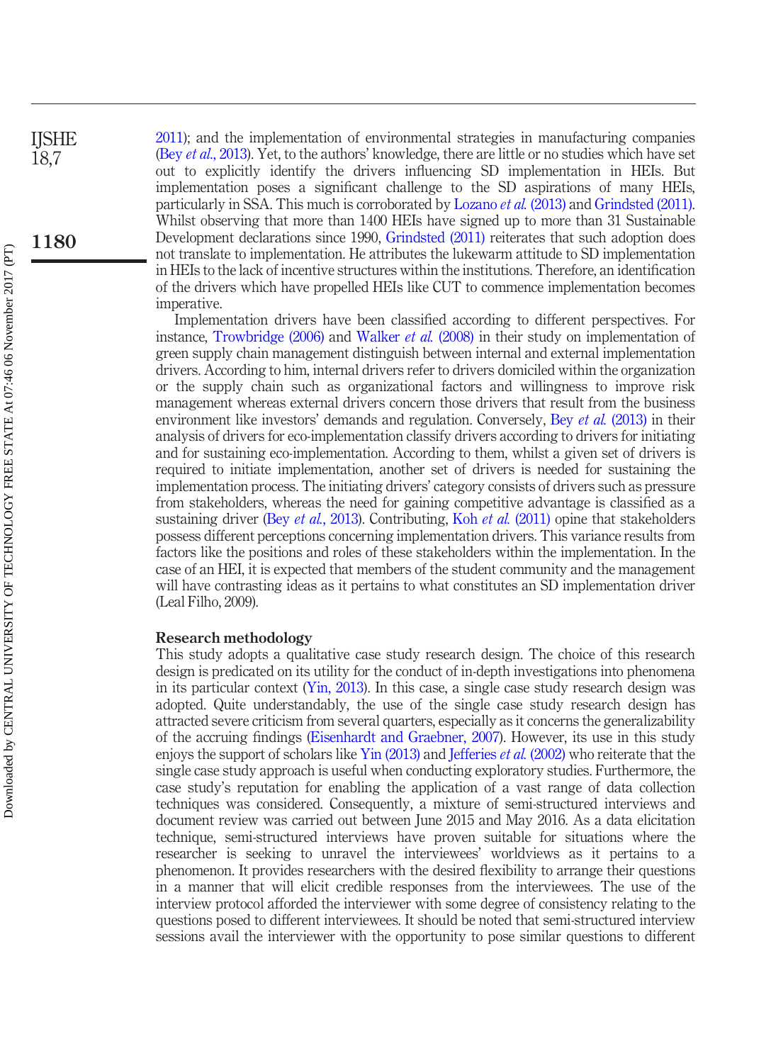2011); and the implementation of environmental strategies in manufacturing companies (Bey *et al.*, 2013). Yet, to the authors' knowledge, there are little or no studies which have set out to explicitly identify the drivers influencing SD implementation in HEIs. But implementation poses a significant challenge to the SD aspirations of many HEIs, particularly in SSA. This much is corroborated by Lozano *et al.* (2013) and Grindsted (2011). Whilst observing that more than 1400 HEIs have signed up to more than 31 Sustainable Development declarations since 1990, Grindsted (2011) reiterates that such adoption does not translate to implementation. He attributes the lukewarm attitude to SD implementation in HEIs to the lack of incentive structures within the institutions. Therefore, an identification of the drivers which have propelled HEIs like CUT to commence implementation becomes imperative.

Implementation drivers have been classified according to different perspectives. For instance, Trowbridge (2006) and Walker *et al.* (2008) in their study on implementation of green supply chain management distinguish between internal and external implementation drivers. According to him, internal drivers refer to drivers domiciled within the organization or the supply chain such as organizational factors and willingness to improve risk management whereas external drivers concern those drivers that result from the business environment like investors' demands and regulation. Conversely, Bey *et al.* (2013) in their analysis of drivers for eco-implementation classify drivers according to drivers for initiating and for sustaining eco-implementation. According to them, whilst a given set of drivers is required to initiate implementation, another set of drivers is needed for sustaining the implementation process. The initiating drivers' category consists of drivers such as pressure from stakeholders, whereas the need for gaining competitive advantage is classified as a sustaining driver (Bey *et al.*, 2013). Contributing, Koh *et al.* (2011) opine that stakeholders possess different perceptions concerning implementation drivers. This variance results from factors like the positions and roles of these stakeholders within the implementation. In the case of an HEI, it is expected that members of the student community and the management will have contrasting ideas as it pertains to what constitutes an SD implementation driver (Leal Filho, 2009).

## Research methodology

This study adopts a qualitative case study research design. The choice of this research design is predicated on its utility for the conduct of in-depth investigations into phenomena in its particular context (Yin, 2013). In this case, a single case study research design was adopted. Quite understandably, the use of the single case study research design has attracted severe criticism from several quarters, especially as it concerns the generalizability of the accruing findings (Eisenhardt and Graebner, 2007). However, its use in this study enjoys the support of scholars like Yin (2013) and Jefferies *et al.* (2002) who reiterate that the single case study approach is useful when conducting exploratory studies. Furthermore, the case study's reputation for enabling the application of a vast range of data collection techniques was considered. Consequently, a mixture of semi-structured interviews and document review was carried out between June 2015 and May 2016. As a data elicitation technique, semi-structured interviews have proven suitable for situations where the researcher is seeking to unravel the interviewees' worldviews as it pertains to a phenomenon. It provides researchers with the desired flexibility to arrange their questions in a manner that will elicit credible responses from the interviewees. The use of the interview protocol afforded the interviewer with some degree of consistency relating to the questions posed to different interviewees. It should be noted that semi-structured interview sessions avail the interviewer with the opportunity to pose similar questions to different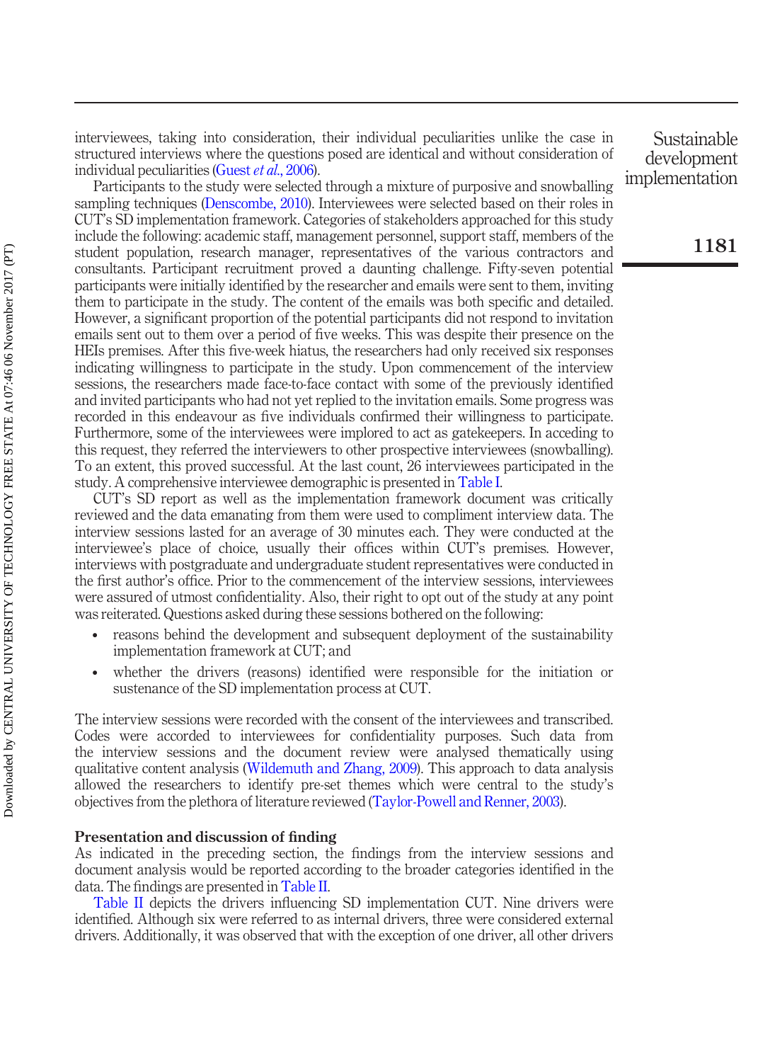interviewees, taking into consideration, their individual peculiarities unlike the case in structured interviews where the questions posed are identical and without consideration of individual peculiarities (Guest *et al.*, 2006).

Participants to the study were selected through a mixture of purposive and snowballing sampling techniques (Denscombe, 2010). Interviewees were selected based on their roles in CUT's SD implementation framework. Categories of stakeholders approached for this study include the following: academic staff, management personnel, support staff, members of the student population, research manager, representatives of the various contractors and consultants. Participant recruitment proved a daunting challenge. Fifty-seven potential participants were initially identified by the researcher and emails were sent to them, inviting them to participate in the study. The content of the emails was both specific and detailed. However, a significant proportion of the potential participants did not respond to invitation emails sent out to them over a period of five weeks. This was despite their presence on the HEIs premises. After this five-week hiatus, the researchers had only received six responses indicating willingness to participate in the study. Upon commencement of the interview sessions, the researchers made face-to-face contact with some of the previously identified and invited participants who had not yet replied to the invitation emails. Some progress was recorded in this endeavour as five individuals confirmed their willingness to participate. Furthermore, some of the interviewees were implored to act as gatekeepers. In acceding to this request, they referred the interviewers to other prospective interviewees (snowballing). To an extent, this proved successful. At the last count, 26 interviewees participated in the study. A comprehensive interviewee demographic is presented in Table I.

CUT's SD report as well as the implementation framework document was critically reviewed and the data emanating from them were used to compliment interview data. The interview sessions lasted for an average of 30 minutes each. They were conducted at the interviewee's place of choice, usually their offices within CUT's premises. However, interviews with postgraduate and undergraduate student representatives were conducted in the first author's office. Prior to the commencement of the interview sessions, interviewees were assured of utmost confidentiality. Also, their right to opt out of the study at any point was reiterated. Questions asked during these sessions bothered on the following:

- reasons behind the development and subsequent deployment of the sustainability implementation framework at CUT; and
- whether the drivers (reasons) identified were responsible for the initiation or sustenance of the SD implementation process at CUT.

The interview sessions were recorded with the consent of the interviewees and transcribed. Codes were accorded to interviewees for confidentiality purposes. Such data from the interview sessions and the document review were analysed thematically using qualitative content analysis (Wildemuth and Zhang, 2009). This approach to data analysis allowed the researchers to identify pre-set themes which were central to the study's objectives from the plethora of literature reviewed (Taylor-Powell and Renner, 2003).

## Presentation and discussion of finding

As indicated in the preceding section, the findings from the interview sessions and document analysis would be reported according to the broader categories identified in the data. The findings are presented in Table II.

Table II depicts the drivers influencing SD implementation CUT. Nine drivers were identified. Although six were referred to as internal drivers, three were considered external drivers. Additionally, it was observed that with the exception of one driver, all other drivers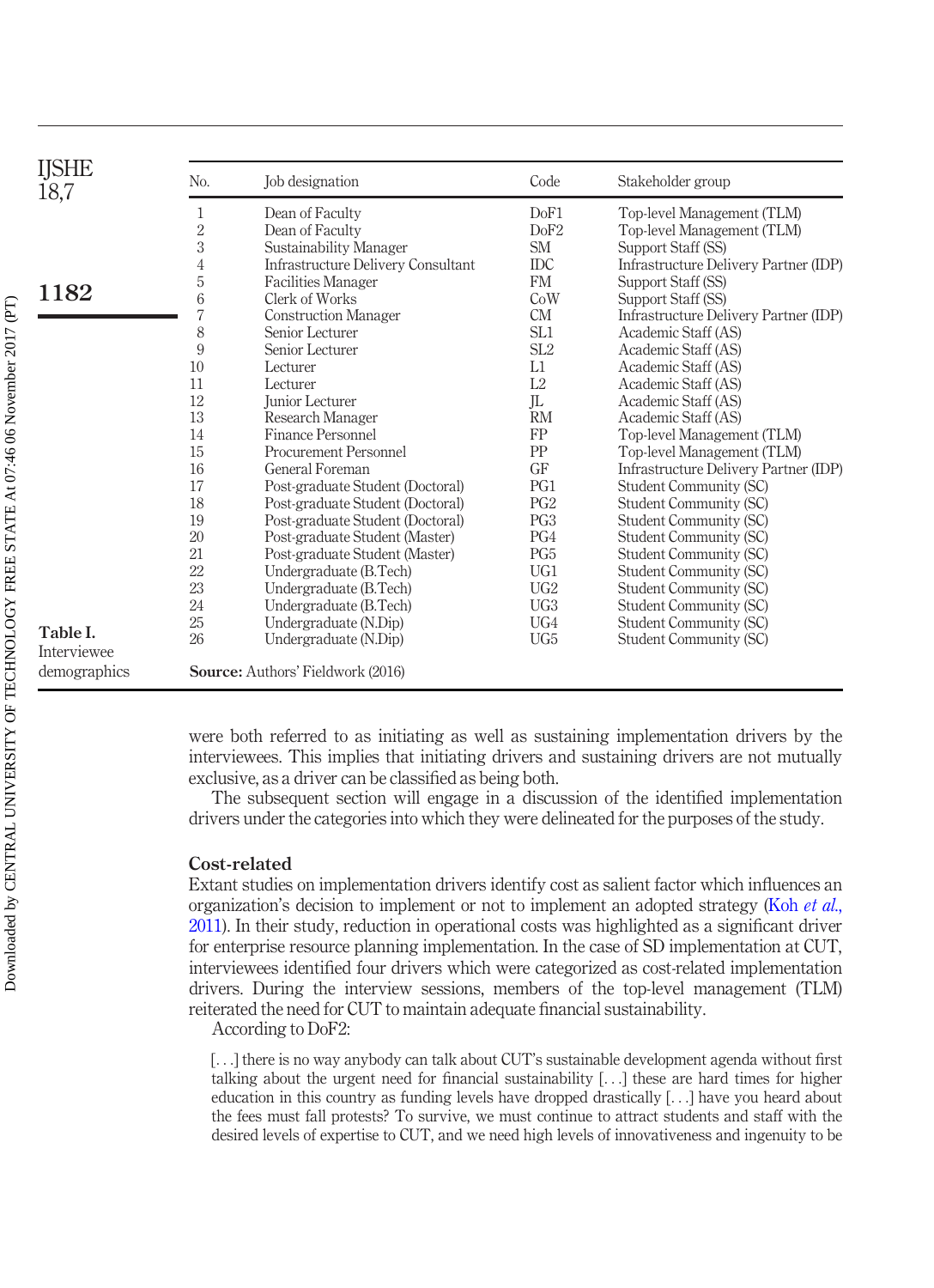**Table I.** Interviewee demographics

| No. | Job designation | Code | Stakeholder group |
|---|---|---|---|
| 1 | Dean of Faculty | DoF1 | Top-level Management (TLM) |
| 2 | Dean of Faculty | DoF2 | Top-level Management (TLM) |
| 3 | Sustainability Manager | SM | Support Staff (SS) |
| 4 | Infrastructure Delivery Consultant | IDC | Infrastructure Delivery Partner (IDP) |
| 5 | Facilities Manager | FM | Support Staff (SS) |
| 6 | Clerk of Works | CoW | Support Staff (SS) |
| 7 | Construction Manager | CM | Infrastructure Delivery Partner (IDP) |
| 8 | Senior Lecturer | SL1 | Academic Staff (AS) |
| 9 | Senior Lecturer | SL2 | Academic Staff (AS) |
| 10 | Lecturer | L1 | Academic Staff (AS) |
| 11 | Lecturer | L2 | Academic Staff (AS) |
| 12 | Junior Lecturer | JL | Academic Staff (AS) |
| 13 | Research Manager | RM | Academic Staff (AS) |
| 14 | Finance Personnel | FP | Top-level Management (TLM) |
| 15 | Procurement Personnel | PP | Top-level Management (TLM) |
| 16 | General Foreman | GF | Infrastructure Delivery Partner (IDP) |
| 17 | Post-graduate Student (Doctoral) | PG1 | Student Community (SC) |
| 18 | Post-graduate Student (Doctoral) | PG2 | Student Community (SC) |
| 19 | Post-graduate Student (Doctoral) | PG3 | Student Community (SC) |
| 20 | Post-graduate Student (Master) | PG4 | Student Community (SC) |
| 21 | Post-graduate Student (Master) | PG5 | Student Community (SC) |
| 22 | Undergraduate (B.Tech) | UG1 | Student Community (SC) |
| 23 | Undergraduate (B.Tech) | UG2 | Student Community (SC) |
| 24 | Undergraduate (B.Tech) | UG3 | Student Community (SC) |
| 25 | Undergraduate (N.Dip) | UG4 | Student Community (SC) |
| 26 | Undergraduate (N.Dip) | UG5 | Student Community (SC) |

**Source:** Authors' Fieldwork (2016)

were both referred to as initiating as well as sustaining implementation drivers by the interviewees. This implies that initiating drivers and sustaining drivers are not mutually exclusive, as a driver can be classified as being both.

The subsequent section will engage in a discussion of the identified implementation drivers under the categories into which they were delineated for the purposes of the study.

## Cost-related

Extant studies on implementation drivers identify cost as salient factor which influences an organization's decision to implement or not to implement an adopted strategy (Koh *et al.*, 2011). In their study, reduction in operational costs was highlighted as a significant driver for enterprise resource planning implementation. In the case of SD implementation at CUT, interviewees identified four drivers which were categorized as cost-related implementation drivers. During the interview sessions, members of the top-level management (TLM) reiterated the need for CUT to maintain adequate financial sustainability.

According to DoF2:

> [. . .] there is no way anybody can talk about CUT's sustainable development agenda without first talking about the urgent need for financial sustainability [. . .] these are hard times for higher education in this country as funding levels have dropped drastically [. . .] have you heard about the fees must fall protests? To survive, we must continue to attract students and staff with the desired levels of expertise to CUT, and we need high levels of innovativeness and ingenuity to be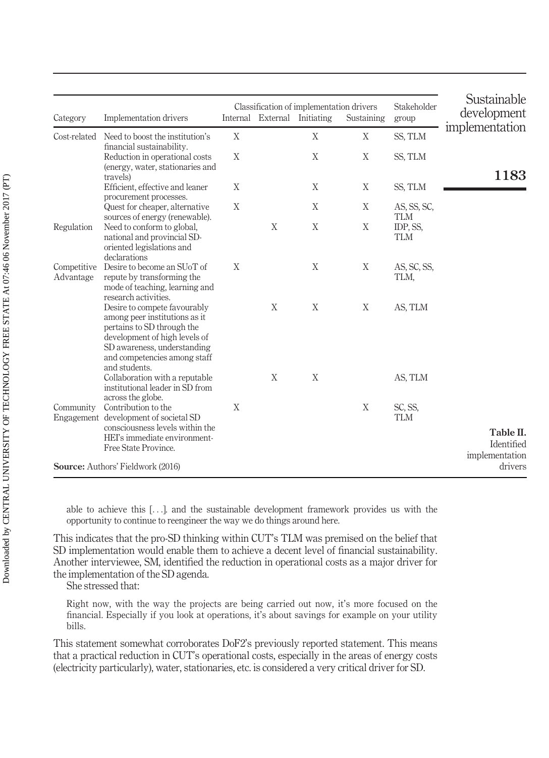| Category | Implementation drivers | Classification of implementation drivers | | | | Stakeholder group |
|---|---|---|---|---|---|---|
| | | Internal | External | Initiating | Sustaining | |
| Cost-related | Need to boost the institution's financial sustainability. | X | | X | X | SS, TLM |
| | Reduction in operational costs (energy, water, stationaries and travels) | X | | X | X | SS, TLM |
| | Efficient, effective and leaner procurement processes. | X | | X | X | SS, TLM |
| | Quest for cheaper, alternative sources of energy (renewable). | X | | X | X | AS, SS, SC, TLM |
| Regulation | Need to conform to global, national and provincial SD-oriented legislations and declarations | | X | X | X | IDP, SS, TLM |
| Competitive Advantage | Desire to become an SUoT of repute by transforming the mode of teaching, learning and research activities. | X | | X | X | AS, SC, SS, TLM, |
| | Desire to compete favourably among peer institutions as it pertains to SD through the development of high levels of SD awareness, understanding and competencies among staff and students. | | X | X | X | AS, TLM |
| | Collaboration with a reputable institutional leader in SD from across the globe. | | X | X | | AS, TLM |
| Community Engagement | Contribution to the development of societal SD consciousness levels within the HEI's immediate environment-Free State Province. | X | | | X | SC, SS, TLM |

**Source:** Authors' Fieldwork (2016)

**Table II.** Identified implementation drivers

> able to achieve this [. . .]. and the sustainable development framework provides us with the opportunity to continue to reengineer the way we do things around here.

This indicates that the pro-SD thinking within CUT's TLM was premised on the belief that SD implementation would enable them to achieve a decent level of financial sustainability. Another interviewee, SM, identified the reduction in operational costs as a major driver for the implementation of the SD agenda.

She stressed that:

> Right now, with the way the projects are being carried out now, it's more focused on the financial. Especially if you look at operations, it's about savings for example on your utility bills.

This statement somewhat corroborates DoF2's previously reported statement. This means that a practical reduction in CUT's operational costs, especially in the areas of energy costs (electricity particularly), water, stationaries, etc. is considered a very critical driver for SD.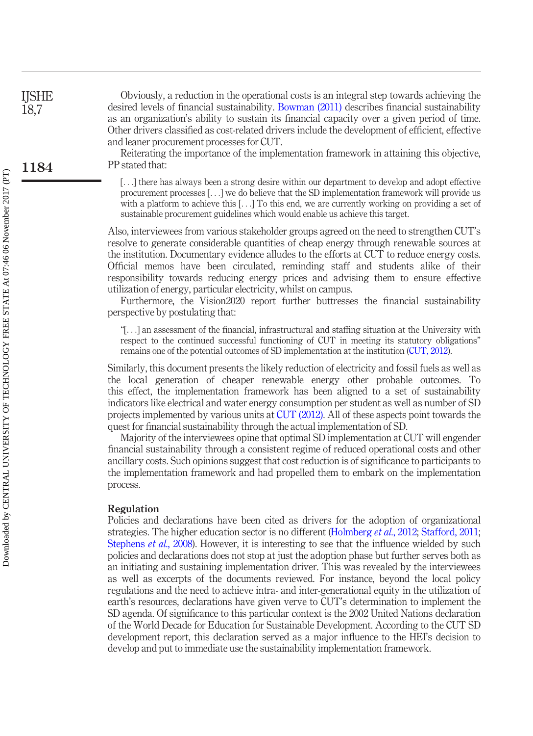Obviously, a reduction in the operational costs is an integral step towards achieving the desired levels of financial sustainability. Bowman (2011) describes financial sustainability as an organization's ability to sustain its financial capacity over a given period of time. Other drivers classified as cost-related drivers include the development of efficient, effective and leaner procurement processes for CUT.

Reiterating the importance of the implementation framework in attaining this objective, PP stated that:

> [. . .] there has always been a strong desire within our department to develop and adopt effective procurement processes [. . .] we do believe that the SD implementation framework will provide us with a platform to achieve this [. . .] To this end, we are currently working on providing a set of sustainable procurement guidelines which would enable us achieve this target.

Also, interviewees from various stakeholder groups agreed on the need to strengthen CUT's resolve to generate considerable quantities of cheap energy through renewable sources at the institution. Documentary evidence alludes to the efforts at CUT to reduce energy costs. Official memos have been circulated, reminding staff and students alike of their responsibility towards reducing energy prices and advising them to ensure effective utilization of energy, particular electricity, whilst on campus.

Furthermore, the Vision2020 report further buttresses the financial sustainability perspective by postulating that:

> "[. . .] an assessment of the financial, infrastructural and staffing situation at the University with respect to the continued successful functioning of CUT in meeting its statutory obligations" remains one of the potential outcomes of SD implementation at the institution (CUT, 2012).

Similarly, this document presents the likely reduction of electricity and fossil fuels as well as the local generation of cheaper renewable energy other probable outcomes. To this effect, the implementation framework has been aligned to a set of sustainability indicators like electrical and water energy consumption per student as well as number of SD projects implemented by various units at CUT (2012). All of these aspects point towards the quest for financial sustainability through the actual implementation of SD.

Majority of the interviewees opine that optimal SD implementation at CUT will engender financial sustainability through a consistent regime of reduced operational costs and other ancillary costs. Such opinions suggest that cost reduction is of significance to participants to the implementation framework and had propelled them to embark on the implementation process.

**Regulation**

Policies and declarations have been cited as drivers for the adoption of organizational strategies. The higher education sector is no different (Holmberg *et al.*, 2012; Stafford, 2011; Stephens *et al.*, 2008). However, it is interesting to see that the influence wielded by such policies and declarations does not stop at just the adoption phase but further serves both as an initiating and sustaining implementation driver. This was revealed by the interviewees as well as excerpts of the documents reviewed. For instance, beyond the local policy regulations and the need to achieve intra- and inter-generational equity in the utilization of earth's resources, declarations have given verve to CUT's determination to implement the SD agenda. Of significance to this particular context is the 2002 United Nations declaration of the World Decade for Education for Sustainable Development. According to the CUT SD development report, this declaration served as a major influence to the HEI's decision to develop and put to immediate use the sustainability implementation framework.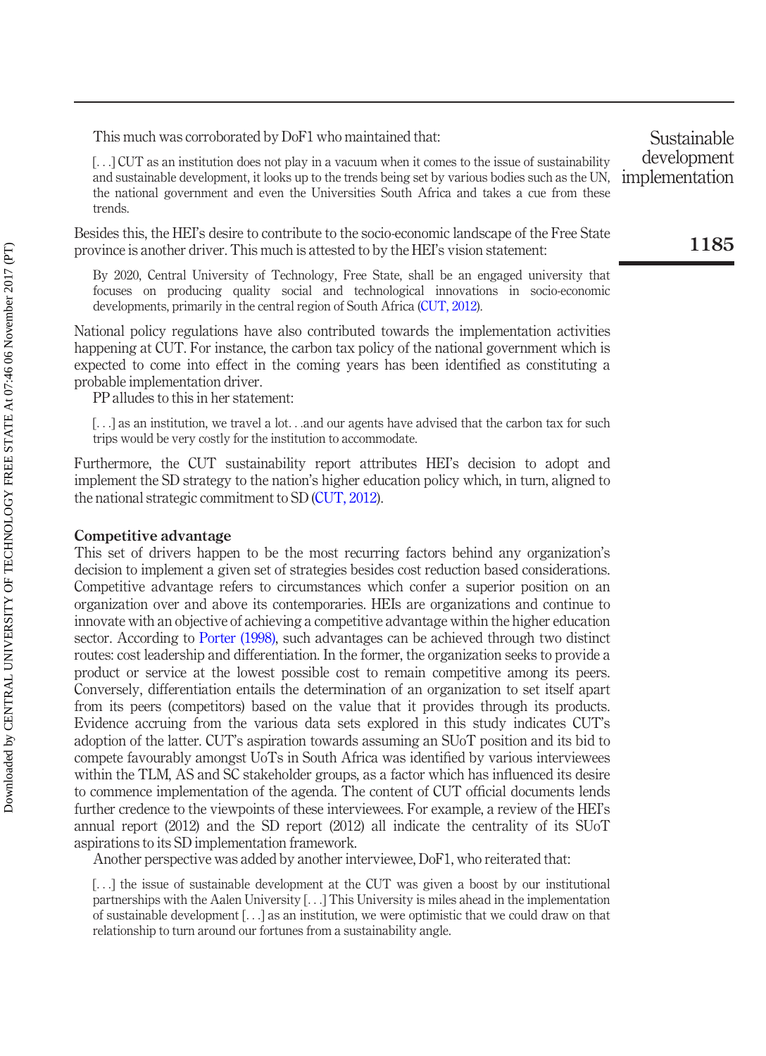This much was corroborated by DoF1 who maintained that:

> [. . .] CUT as an institution does not play in a vacuum when it comes to the issue of sustainability and sustainable development, it looks up to the trends being set by various bodies such as the UN, the national government and even the Universities South Africa and takes a cue from these trends.

Besides this, the HEI's desire to contribute to the socio-economic landscape of the Free State province is another driver. This much is attested to by the HEI's vision statement:

> By 2020, Central University of Technology, Free State, shall be an engaged university that focuses on producing quality social and technological innovations in socio-economic developments, primarily in the central region of South Africa (CUT, 2012).

National policy regulations have also contributed towards the implementation activities happening at CUT. For instance, the carbon tax policy of the national government which is expected to come into effect in the coming years has been identified as constituting a probable implementation driver.

PP alludes to this in her statement:

> [. . .] as an institution, we travel a lot. . .and our agents have advised that the carbon tax for such trips would be very costly for the institution to accommodate.

Furthermore, the CUT sustainability report attributes HEI's decision to adopt and implement the SD strategy to the nation's higher education policy which, in turn, aligned to the national strategic commitment to SD (CUT, 2012).

### Competitive advantage

This set of drivers happen to be the most recurring factors behind any organization's decision to implement a given set of strategies besides cost reduction based considerations. Competitive advantage refers to circumstances which confer a superior position on an organization over and above its contemporaries. HEIs are organizations and continue to innovate with an objective of achieving a competitive advantage within the higher education sector. According to Porter (1998), such advantages can be achieved through two distinct routes: cost leadership and differentiation. In the former, the organization seeks to provide a product or service at the lowest possible cost to remain competitive among its peers. Conversely, differentiation entails the determination of an organization to set itself apart from its peers (competitors) based on the value that it provides through its products. Evidence accruing from the various data sets explored in this study indicates CUT's adoption of the latter. CUT's aspiration towards assuming an SUoT position and its bid to compete favourably amongst UoTs in South Africa was identified by various interviewees within the TLM, AS and SC stakeholder groups, as a factor which has influenced its desire to commence implementation of the agenda. The content of CUT official documents lends further credence to the viewpoints of these interviewees. For example, a review of the HEI's annual report (2012) and the SD report (2012) all indicate the centrality of its SUoT aspirations to its SD implementation framework.

Another perspective was added by another interviewee, DoF1, who reiterated that:

> [. . .] the issue of sustainable development at the CUT was given a boost by our institutional partnerships with the Aalen University [. . .] This University is miles ahead in the implementation of sustainable development [. . .] as an institution, we were optimistic that we could draw on that relationship to turn around our fortunes from a sustainability angle.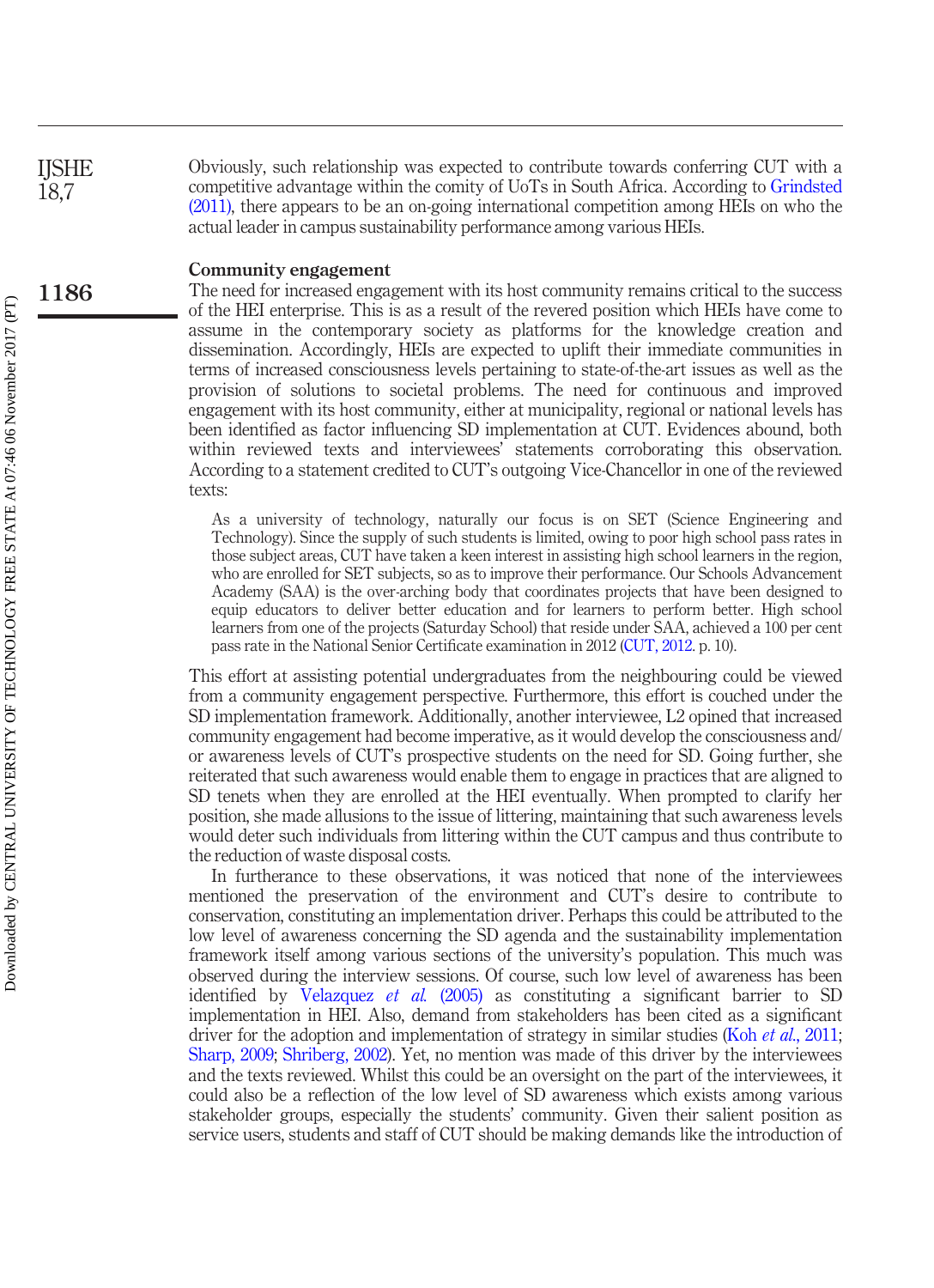Obviously, such relationship was expected to contribute towards conferring CUT with a competitive advantage within the comity of UoTs in South Africa. According to Grindsted (2011), there appears to be an on-going international competition among HEIs on who the actual leader in campus sustainability performance among various HEIs.

## Community engagement

The need for increased engagement with its host community remains critical to the success of the HEI enterprise. This is as a result of the revered position which HEIs have come to assume in the contemporary society as platforms for the knowledge creation and dissemination. Accordingly, HEIs are expected to uplift their immediate communities in terms of increased consciousness levels pertaining to state-of-the-art issues as well as the provision of solutions to societal problems. The need for continuous and improved engagement with its host community, either at municipality, regional or national levels has been identified as factor influencing SD implementation at CUT. Evidences abound, both within reviewed texts and interviewees' statements corroborating this observation. According to a statement credited to CUT's outgoing Vice-Chancellor in one of the reviewed texts:

> As a university of technology, naturally our focus is on SET (Science Engineering and Technology). Since the supply of such students is limited, owing to poor high school pass rates in those subject areas, CUT have taken a keen interest in assisting high school learners in the region, who are enrolled for SET subjects, so as to improve their performance. Our Schools Advancement Academy (SAA) is the over-arching body that coordinates projects that have been designed to equip educators to deliver better education and for learners to perform better. High school learners from one of the projects (Saturday School) that reside under SAA, achieved a 100 per cent pass rate in the National Senior Certificate examination in 2012 (CUT, 2012. p. 10).

This effort at assisting potential undergraduates from the neighbouring could be viewed from a community engagement perspective. Furthermore, this effort is couched under the SD implementation framework. Additionally, another interviewee, L2 opined that increased community engagement had become imperative, as it would develop the consciousness and/or awareness levels of CUT's prospective students on the need for SD. Going further, she reiterated that such awareness would enable them to engage in practices that are aligned to SD tenets when they are enrolled at the HEI eventually. When prompted to clarify her position, she made allusions to the issue of littering, maintaining that such awareness levels would deter such individuals from littering within the CUT campus and thus contribute to the reduction of waste disposal costs.

In furtherance to these observations, it was noticed that none of the interviewees mentioned the preservation of the environment and CUT's desire to contribute to conservation, constituting an implementation driver. Perhaps this could be attributed to the low level of awareness concerning the SD agenda and the sustainability implementation framework itself among various sections of the university's population. This much was observed during the interview sessions. Of course, such low level of awareness has been identified by Velazquez *et al.* (2005) as constituting a significant barrier to SD implementation in HEI. Also, demand from stakeholders has been cited as a significant driver for the adoption and implementation of strategy in similar studies (Koh *et al.*, 2011; Sharp, 2009; Shriberg, 2002). Yet, no mention was made of this driver by the interviewees and the texts reviewed. Whilst this could be an oversight on the part of the interviewees, it could also be a reflection of the low level of SD awareness which exists among various stakeholder groups, especially the students' community. Given their salient position as service users, students and staff of CUT should be making demands like the introduction of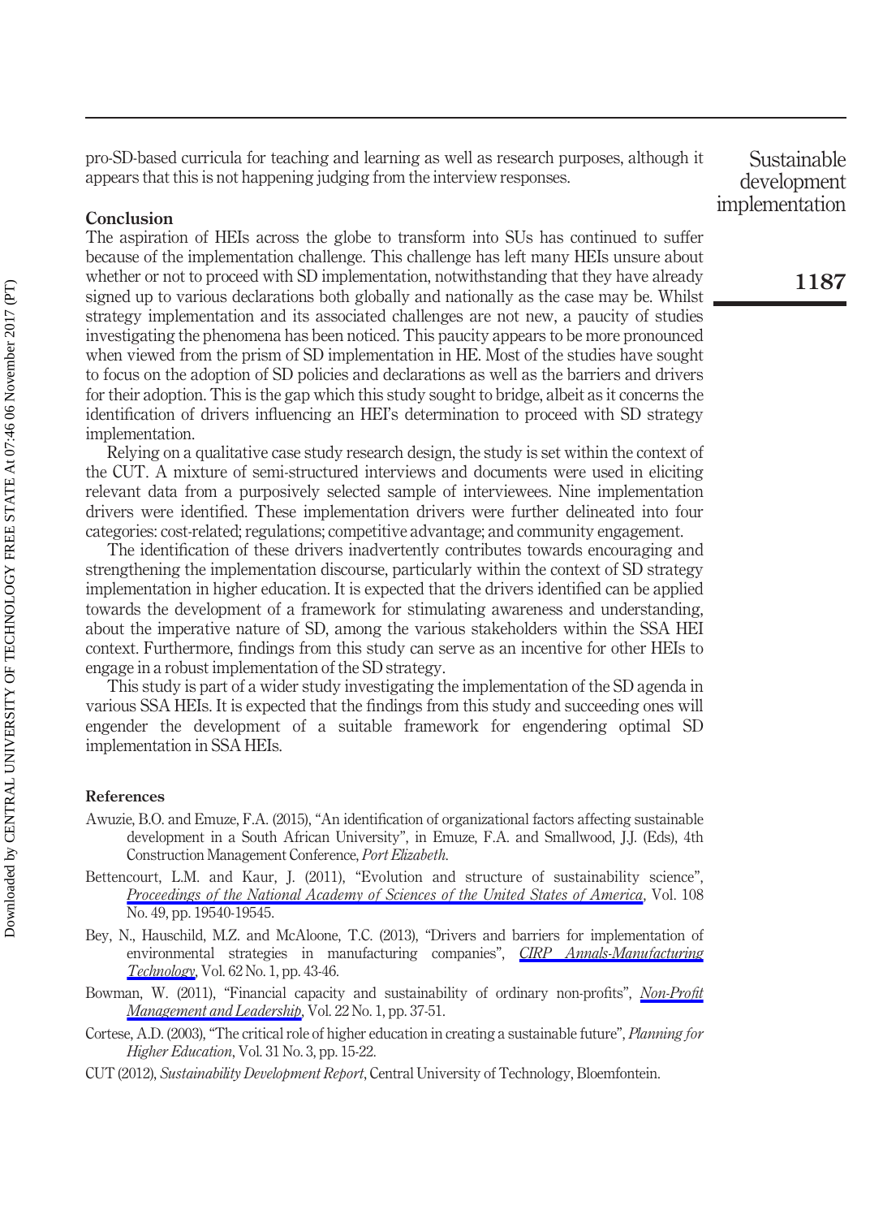pro-SD-based curricula for teaching and learning as well as research purposes, although it appears that this is not happening judging from the interview responses.

## Conclusion

The aspiration of HEIs across the globe to transform into SUs has continued to suffer because of the implementation challenge. This challenge has left many HEIs unsure about whether or not to proceed with SD implementation, notwithstanding that they have already signed up to various declarations both globally and nationally as the case may be. Whilst strategy implementation and its associated challenges are not new, a paucity of studies investigating the phenomena has been noticed. This paucity appears to be more pronounced when viewed from the prism of SD implementation in HE. Most of the studies have sought to focus on the adoption of SD policies and declarations as well as the barriers and drivers for their adoption. This is the gap which this study sought to bridge, albeit as it concerns the identification of drivers influencing an HEI's determination to proceed with SD strategy implementation.

Relying on a qualitative case study research design, the study is set within the context of the CUT. A mixture of semi-structured interviews and documents were used in eliciting relevant data from a purposively selected sample of interviewees. Nine implementation drivers were identified. These implementation drivers were further delineated into four categories: cost-related; regulations; competitive advantage; and community engagement.

The identification of these drivers inadvertently contributes towards encouraging and strengthening the implementation discourse, particularly within the context of SD strategy implementation in higher education. It is expected that the drivers identified can be applied towards the development of a framework for stimulating awareness and understanding, about the imperative nature of SD, among the various stakeholders within the SSA HEI context. Furthermore, findings from this study can serve as an incentive for other HEIs to engage in a robust implementation of the SD strategy.

This study is part of a wider study investigating the implementation of the SD agenda in various SSA HEIs. It is expected that the findings from this study and succeeding ones will engender the development of a suitable framework for engendering optimal SD implementation in SSA HEIs.

## References

Awuzie, B.O. and Emuze, F.A. (2015), "An identification of organizational factors affecting sustainable development in a South African University", in Emuze, F.A. and Smallwood, J.J. (Eds), 4th Construction Management Conference, *Port Elizabeth*.

Bettencourt, L.M. and Kaur, J. (2011), "Evolution and structure of sustainability science", *Proceedings of the National Academy of Sciences of the United States of America*, Vol. 108 No. 49, pp. 19540-19545.

Bey, N., Hauschild, M.Z. and McAloone, T.C. (2013), "Drivers and barriers for implementation of environmental strategies in manufacturing companies", *CIRP Annals-Manufacturing Technology*, Vol. 62 No. 1, pp. 43-46.

Bowman, W. (2011), "Financial capacity and sustainability of ordinary non-profits", *Non-Profit Management and Leadership*, Vol. 22 No. 1, pp. 37-51.

Cortese, A.D. (2003), "The critical role of higher education in creating a sustainable future", *Planning for Higher Education*, Vol. 31 No. 3, pp. 15-22.

CUT (2012), *Sustainability Development Report*, Central University of Technology, Bloemfontein.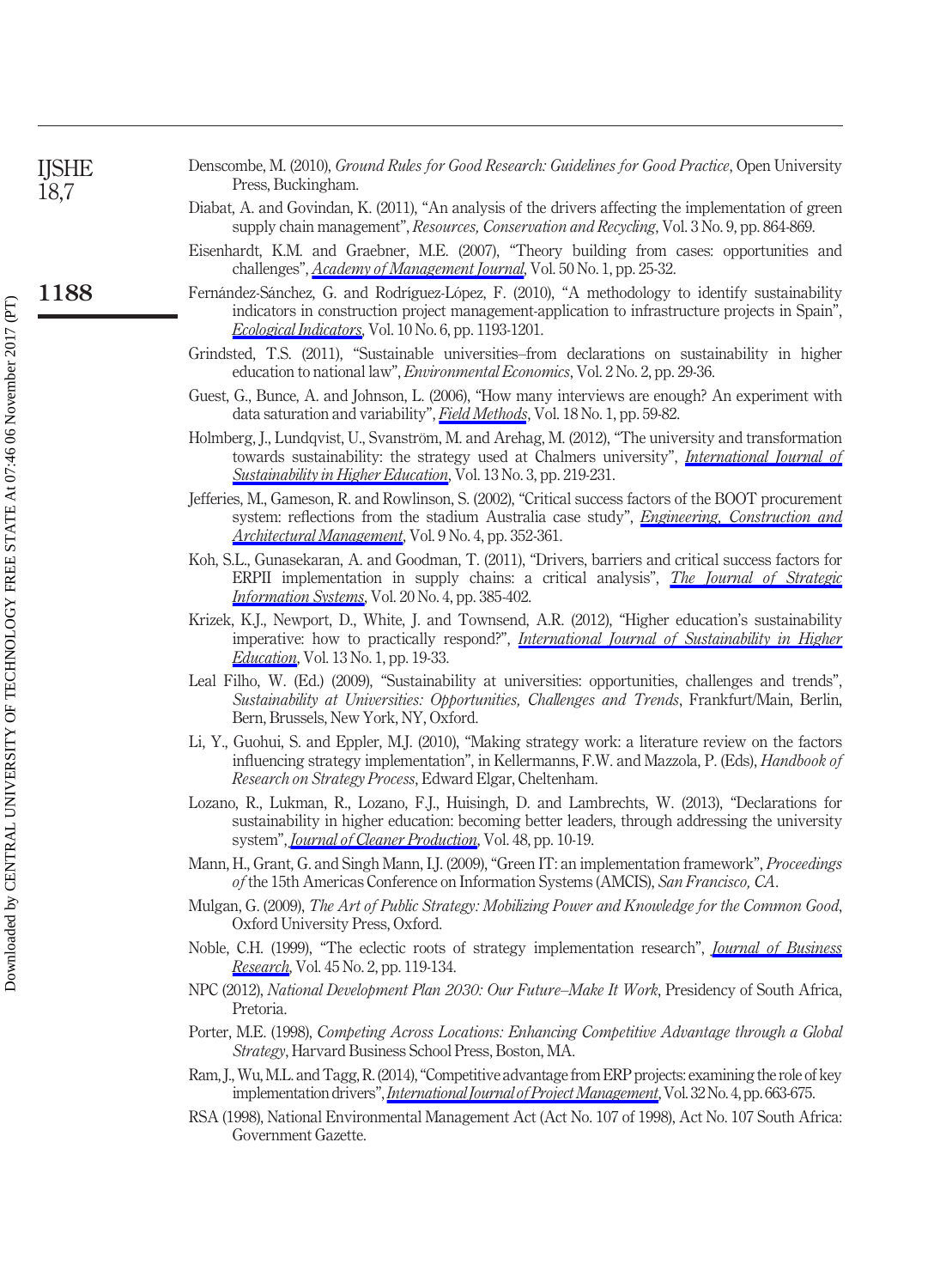Denscombe, M. (2010), *Ground Rules for Good Research: Guidelines for Good Practice*, Open University Press, Buckingham.

Diabat, A. and Govindan, K. (2011), "An analysis of the drivers affecting the implementation of green supply chain management", *Resources, Conservation and Recycling*, Vol. 3 No. 9, pp. 864-869.

Eisenhardt, K.M. and Graebner, M.E. (2007), "Theory building from cases: opportunities and challenges", *Academy of Management Journal*, Vol. 50 No. 1, pp. 25-32.

Fernández-Sánchez, G. and Rodríguez-López, F. (2010), "A methodology to identify sustainability indicators in construction project management-application to infrastructure projects in Spain", *Ecological Indicators*, Vol. 10 No. 6, pp. 1193-1201.

Grindsted, T.S. (2011), "Sustainable universities–from declarations on sustainability in higher education to national law", *Environmental Economics*, Vol. 2 No. 2, pp. 29-36.

Guest, G., Bunce, A. and Johnson, L. (2006), "How many interviews are enough? An experiment with data saturation and variability", *Field Methods*, Vol. 18 No. 1, pp. 59-82.

Holmberg, J., Lundqvist, U., Svanström, M. and Arehag, M. (2012), "The university and transformation towards sustainability: the strategy used at Chalmers university", *International Journal of Sustainability in Higher Education*, Vol. 13 No. 3, pp. 219-231.

Jefferies, M., Gameson, R. and Rowlinson, S. (2002), "Critical success factors of the BOOT procurement system: reflections from the stadium Australia case study", *Engineering, Construction and Architectural Management*, Vol. 9 No. 4, pp. 352-361.

Koh, S.L., Gunasekaran, A. and Goodman, T. (2011), "Drivers, barriers and critical success factors for ERPII implementation in supply chains: a critical analysis", *The Journal of Strategic Information Systems*, Vol. 20 No. 4, pp. 385-402.

Krizek, K.J., Newport, D., White, J. and Townsend, A.R. (2012), "Higher education's sustainability imperative: how to practically respond?", *International Journal of Sustainability in Higher Education*, Vol. 13 No. 1, pp. 19-33.

Leal Filho, W. (Ed.) (2009), "Sustainability at universities: opportunities, challenges and trends", *Sustainability at Universities: Opportunities, Challenges and Trends*, Frankfurt/Main, Berlin, Bern, Brussels, New York, NY, Oxford.

Li, Y., Guohui, S. and Eppler, M.J. (2010), "Making strategy work: a literature review on the factors influencing strategy implementation", in Kellermanns, F.W. and Mazzola, P. (Eds), *Handbook of Research on Strategy Process*, Edward Elgar, Cheltenham.

Lozano, R., Lukman, R., Lozano, F.J., Huisingh, D. and Lambrechts, W. (2013), "Declarations for sustainability in higher education: becoming better leaders, through addressing the university system", *Journal of Cleaner Production*, Vol. 48, pp. 10-19.

Mann, H., Grant, G. and Singh Mann, I.J. (2009), "Green IT: an implementation framework", *Proceedings of* the 15th Americas Conference on Information Systems (AMCIS), *San Francisco, CA*.

Mulgan, G. (2009), *The Art of Public Strategy: Mobilizing Power and Knowledge for the Common Good*, Oxford University Press, Oxford.

Noble, C.H. (1999), "The eclectic roots of strategy implementation research", *Journal of Business Research*, Vol. 45 No. 2, pp. 119-134.

NPC (2012), *National Development Plan 2030: Our Future–Make It Work*, Presidency of South Africa, Pretoria.

Porter, M.E. (1998), *Competing Across Locations: Enhancing Competitive Advantage through a Global Strategy*, Harvard Business School Press, Boston, MA.

Ram, J., Wu, M.L. and Tagg, R. (2014), "Competitive advantage from ERP projects: examining the role of key implementation drivers", *International Journal of Project Management*, Vol. 32 No. 4, pp. 663-675.

RSA (1998), National Environmental Management Act (Act No. 107 of 1998), Act No. 107 South Africa: Government Gazette.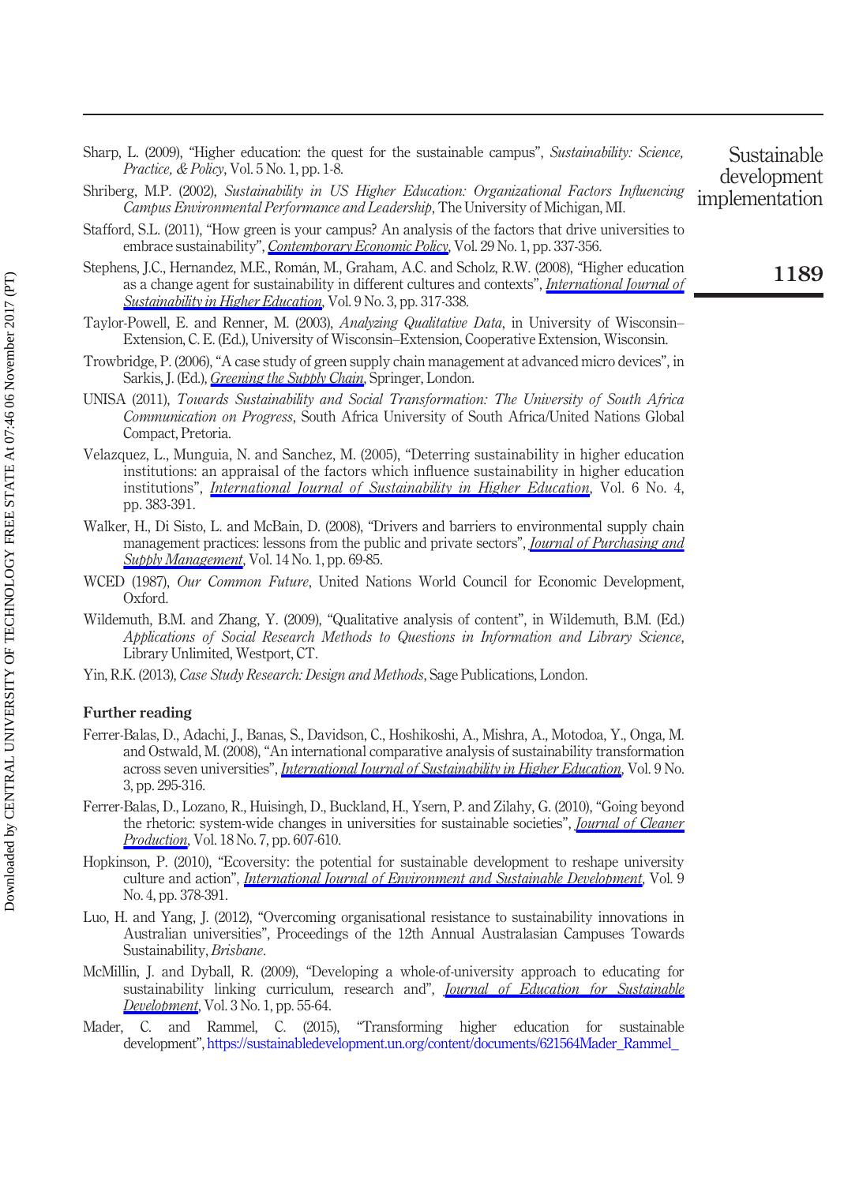Sharp, L. (2009), "Higher education: the quest for the sustainable campus", *Sustainability: Science, Practice, & Policy*, Vol. 5 No. 1, pp. 1-8.

Shriberg, M.P. (2002), *Sustainability in US Higher Education: Organizational Factors Influencing Campus Environmental Performance and Leadership*, The University of Michigan, MI.

Stafford, S.L. (2011), "How green is your campus? An analysis of the factors that drive universities to embrace sustainability", *Contemporary Economic Policy*, Vol. 29 No. 1, pp. 337-356.

Stephens, J.C., Hernandez, M.E., Román, M., Graham, A.C. and Scholz, R.W. (2008), "Higher education as a change agent for sustainability in different cultures and contexts", *International Journal of Sustainability in Higher Education*, Vol. 9 No. 3, pp. 317-338.

Taylor-Powell, E. and Renner, M. (2003), *Analyzing Qualitative Data*, in University of Wisconsin–Extension, C. E. (Ed.), University of Wisconsin–Extension, Cooperative Extension, Wisconsin.

Trowbridge, P. (2006), "A case study of green supply chain management at advanced micro devices", in Sarkis, J. (Ed.), *Greening the Supply Chain*, Springer, London.

UNISA (2011), *Towards Sustainability and Social Transformation: The University of South Africa Communication on Progress*, South Africa University of South Africa/United Nations Global Compact, Pretoria.

Velazquez, L., Munguia, N. and Sanchez, M. (2005), "Deterring sustainability in higher education institutions: an appraisal of the factors which influence sustainability in higher education institutions", *International Journal of Sustainability in Higher Education*, Vol. 6 No. 4, pp. 383-391.

Walker, H., Di Sisto, L. and McBain, D. (2008), "Drivers and barriers to environmental supply chain management practices: lessons from the public and private sectors", *Journal of Purchasing and Supply Management*, Vol. 14 No. 1, pp. 69-85.

WCED (1987), *Our Common Future*, United Nations World Council for Economic Development, Oxford.

Wildemuth, B.M. and Zhang, Y. (2009), "Qualitative analysis of content", in Wildemuth, B.M. (Ed.) *Applications of Social Research Methods to Questions in Information and Library Science*, Library Unlimited, Westport, CT.

Yin, R.K. (2013), *Case Study Research: Design and Methods*, Sage Publications, London.

## Further reading

Ferrer-Balas, D., Adachi, J., Banas, S., Davidson, C., Hoshikoshi, A., Mishra, A., Motodoa, Y., Onga, M. and Ostwald, M. (2008), "An international comparative analysis of sustainability transformation across seven universities", *International Journal of Sustainability in Higher Education*, Vol. 9 No. 3, pp. 295-316.

Ferrer-Balas, D., Lozano, R., Huisingh, D., Buckland, H., Ysern, P. and Zilahy, G. (2010), "Going beyond the rhetoric: system-wide changes in universities for sustainable societies", *Journal of Cleaner Production*, Vol. 18 No. 7, pp. 607-610.

Hopkinson, P. (2010), "Ecoversity: the potential for sustainable development to reshape university culture and action", *International Journal of Environment and Sustainable Development*, Vol. 9 No. 4, pp. 378-391.

Luo, H. and Yang, J. (2012), "Overcoming organisational resistance to sustainability innovations in Australian universities", Proceedings of the 12th Annual Australasian Campuses Towards Sustainability, *Brisbane*.

McMillin, J. and Dyball, R. (2009), "Developing a whole-of-university approach to educating for sustainability linking curriculum, research and", *Journal of Education for Sustainable Development*, Vol. 3 No. 1, pp. 55-64.

Mader, C. and Rammel, C. (2015), "Transforming higher education for sustainable development", https://sustainabledevelopment.un.org/content/documents/621564Mader_Rammel_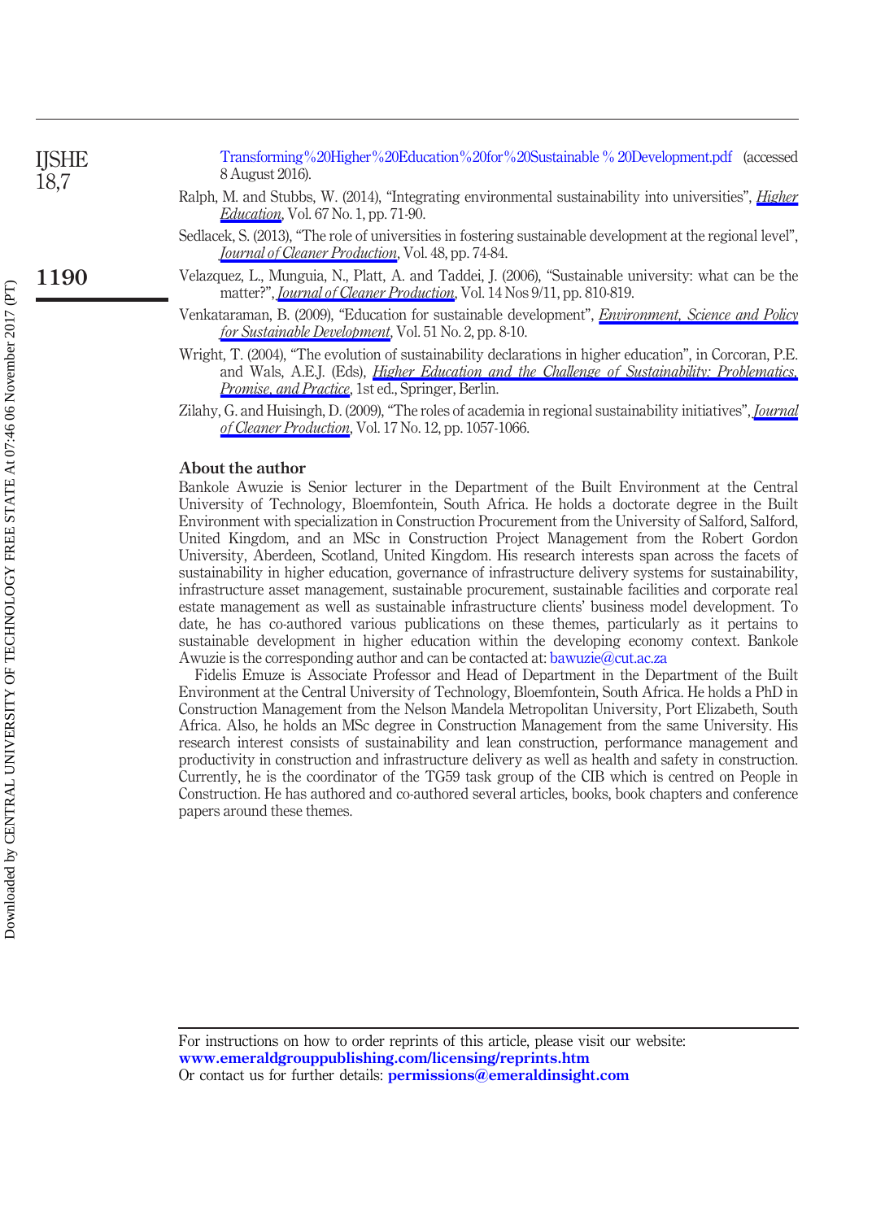Transforming%20Higher%20Education%20for%20Sustainable % 20Development.pdf (accessed 8 August 2016).

Ralph, M. and Stubbs, W. (2014), "Integrating environmental sustainability into universities", *Higher Education*, Vol. 67 No. 1, pp. 71-90.

Sedlacek, S. (2013), "The role of universities in fostering sustainable development at the regional level", *Journal of Cleaner Production*, Vol. 48, pp. 74-84.

Velazquez, L., Munguia, N., Platt, A. and Taddei, J. (2006), "Sustainable university: what can be the matter?", *Journal of Cleaner Production*, Vol. 14 Nos 9/11, pp. 810-819.

Venkataraman, B. (2009), "Education for sustainable development", *Environment, Science and Policy for Sustainable Development*, Vol. 51 No. 2, pp. 8-10.

Wright, T. (2004), "The evolution of sustainability declarations in higher education", in Corcoran, P.E. and Wals, A.E.J. (Eds), *Higher Education and the Challenge of Sustainability: Problematics, Promise, and Practice*, 1st ed., Springer, Berlin.

Zilahy, G. and Huisingh, D. (2009), "The roles of academia in regional sustainability initiatives", *Journal of Cleaner Production*, Vol. 17 No. 12, pp. 1057-1066.

## About the author

Bankole Awuzie is Senior lecturer in the Department of the Built Environment at the Central University of Technology, Bloemfontein, South Africa. He holds a doctorate degree in the Built Environment with specialization in Construction Procurement from the University of Salford, Salford, United Kingdom, and an MSc in Construction Project Management from the Robert Gordon University, Aberdeen, Scotland, United Kingdom. His research interests span across the facets of sustainability in higher education, governance of infrastructure delivery systems for sustainability, infrastructure asset management, sustainable procurement, sustainable facilities and corporate real estate management as well as sustainable infrastructure clients' business model development. To date, he has co-authored various publications on these themes, particularly as it pertains to sustainable development in higher education within the developing economy context. Bankole Awuzie is the corresponding author and can be contacted at: bawuzie@cut.ac.za

Fidelis Emuze is Associate Professor and Head of Department in the Department of the Built Environment at the Central University of Technology, Bloemfontein, South Africa. He holds a PhD in Construction Management from the Nelson Mandela Metropolitan University, Port Elizabeth, South Africa. Also, he holds an MSc degree in Construction Management from the same University. His research interest consists of sustainability and lean construction, performance management and productivity in construction and infrastructure delivery as well as health and safety in construction. Currently, he is the coordinator of the TG59 task group of the CIB which is centred on People in Construction. He has authored and co-authored several articles, books, book chapters and conference papers around these themes.

For instructions on how to order reprints of this article, please visit our website:
**www.emeraldgrouppublishing.com/licensing/reprints.htm**
Or contact us for further details: **permissions@emeraldinsight.com**